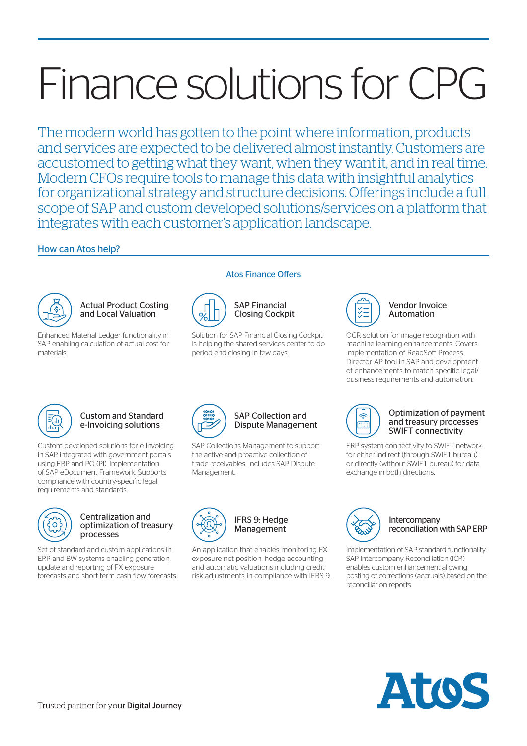# Finance solutions for CPG

The modern world has gotten to the point where information, products and services are expected to be delivered almost instantly. Customers are accustomed to getting what they want, when they want it, and in real time. Modern CFOs require tools to manage this data with insightful analytics for organizational strategy and structure decisions. Offerings include a full scope of SAP and custom developed solutions/services on a platform that integrates with each customer's application landscape.

## How can Atos help?

### Atos Finance Offers

#### Actual Product Costing and Local Valuation

Enhanced Material Ledger functionality in SAP enabling calculation of actual cost for materials.

#### SAP Financial Closing Cockpit

Solution for SAP Financial Closing Cockpit is helping the shared services center to do period end-closing in few days.

#### Vendor Invoice Automation

OCR solution for image recognition with machine learning enhancements. Covers implementation of ReadSoft Process Director AP tool in SAP and development of enhancements to match specific legal/business requirements and automation.

#### Custom and Standard e-Invoicing solutions

Custom-developed solutions for e-Invoicing in SAP integrated with government portals using ERP and PO (PI). Implementation of SAP eDocument Framework. Supports compliance with country-specific legal requirements and standards.

#### SAP Collection and Dispute Management

SAP Collections Management to support the active and proactive collection of trade receivables. Includes SAP Dispute Management.

#### Optimization of payment and treasury processes SWIFT connectivity

ERP system connectivity to SWIFT network for either indirect (through SWIFT bureau) or directly (without SWIFT bureau) for data exchange in both directions.

#### Centralization and optimization of treasury processes

Set of standard and custom applications in ERP and BW systems enabling generation, update and reporting of FX exposure forecasts and short-term cash flow forecasts.

#### IFRS 9: Hedge Management

An application that enables monitoring FX exposure net position, hedge accounting and automatic valuations including credit risk adjustments in compliance with IFRS 9.

#### Intercompany reconciliation with SAP ERP

Implementation of SAP standard functionality; SAP Intercompany Reconciliation (ICR) enables custom enhancement allowing posting of corrections (accruals) based on the reconciliation reports.

Trusted partner for your Digital Journey

Atos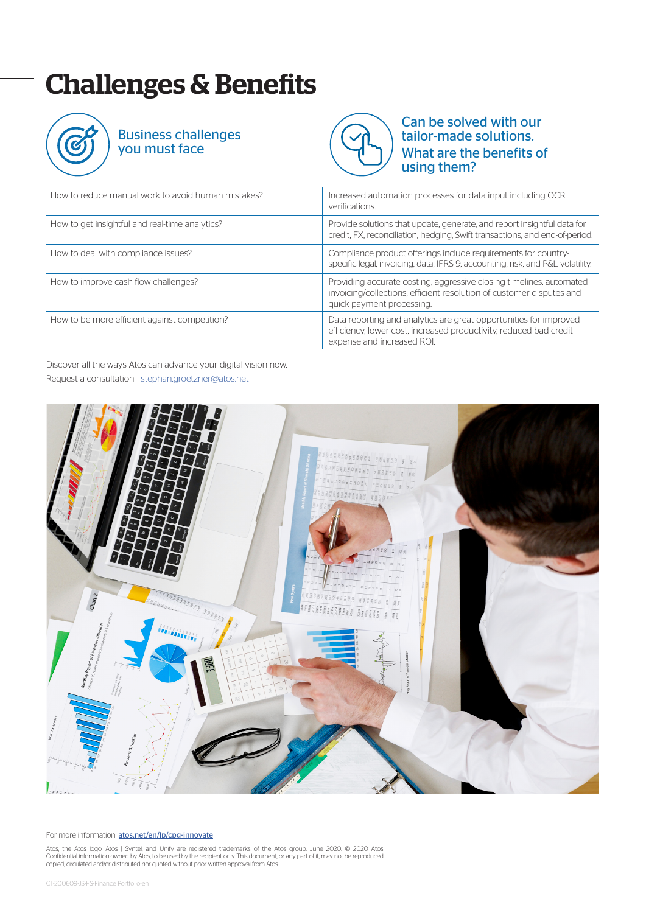# Challenges & Benefits

| Business challenges you must face | Can be solved with our tailor-made solutions. What are the benefits of using them? |
|---|---|
| How to reduce manual work to avoid human mistakes? | Increased automation processes for data input including OCR verifications. |
| How to get insightful and real-time analytics? | Provide solutions that update, generate, and report insightful data for credit, FX, reconciliation, hedging, Swift transactions, and end-of-period. |
| How to deal with compliance issues? | Compliance product offerings include requirements for country-specific legal, invoicing, data, IFRS 9, accounting, risk, and P&L volatility. |
| How to improve cash flow challenges? | Providing accurate costing, aggressive closing timelines, automated invoicing/collections, efficient resolution of customer disputes and quick payment processing. |
| How to be more efficient against competition? | Data reporting and analytics are great opportunities for improved efficiency, lower cost, increased productivity, reduced bad credit expense and increased ROI. |

Discover all the ways Atos can advance your digital vision now.
Request a consultation - stephan.groetzner@atos.net

For more information: atos.net/en/lp/cpg-innovate

Atos, the Atos logo, Atos | Syntel, and Unify are registered trademarks of the Atos group. June 2020. © 2020 Atos. Confidential information owned by Atos, to be used by the recipient only. This document, or any part of it, may not be reproduced, copied, circulated and/or distributed nor quoted without prior written approval from Atos.

CT-200609-JS-FS-Finance Portfolio-en